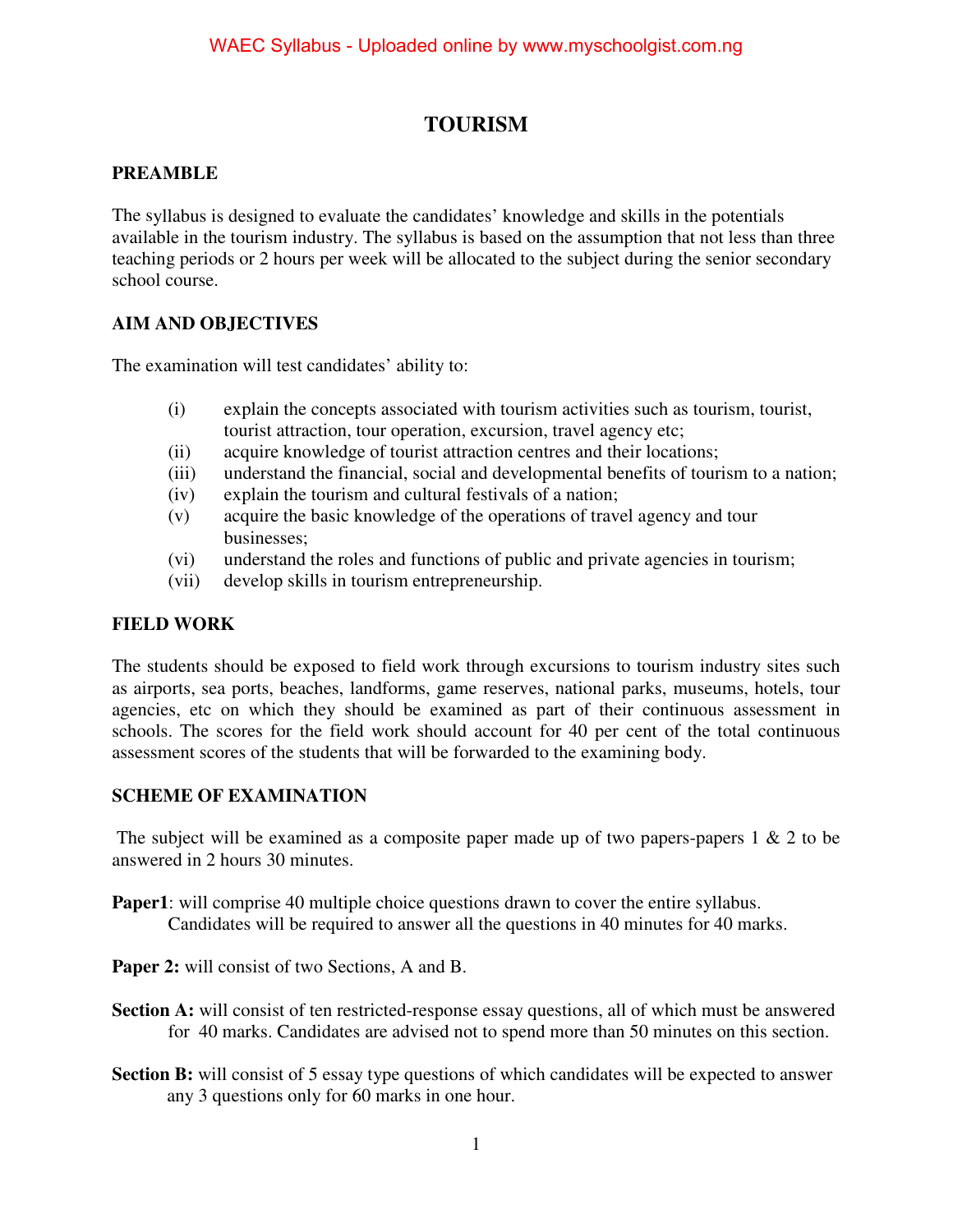# TOURISM

## PREAMBLE

The syllabus is designed to evaluate the candidates' knowledge and skills in the potentials available in the tourism industry. The syllabus is based on the assumption that not less than three teaching periods or 2 hours per week will be allocated to the subject during the senior secondary school course.

## AIM AND OBJECTIVES

The examination will test candidates' ability to:

(i) explain the concepts associated with tourism activities such as tourism, tourist, tourist attraction, tour operation, excursion, travel agency etc;
(ii) acquire knowledge of tourist attraction centres and their locations;
(iii) understand the financial, social and developmental benefits of tourism to a nation;
(iv) explain the tourism and cultural festivals of a nation;
(v) acquire the basic knowledge of the operations of travel agency and tour businesses;
(vi) understand the roles and functions of public and private agencies in tourism;
(vii) develop skills in tourism entrepreneurship.

## FIELD WORK

The students should be exposed to field work through excursions to tourism industry sites such as airports, sea ports, beaches, landforms, game reserves, national parks, museums, hotels, tour agencies, etc on which they should be examined as part of their continuous assessment in schools. The scores for the field work should account for 40 per cent of the total continuous assessment scores of the students that will be forwarded to the examining body.

## SCHEME OF EXAMINATION

The subject will be examined as a composite paper made up of two papers-papers 1 & 2 to be answered in 2 hours 30 minutes.

**Paper1**: will comprise 40 multiple choice questions drawn to cover the entire syllabus. Candidates will be required to answer all the questions in 40 minutes for 40 marks.

**Paper 2:** will consist of two Sections, A and B.

**Section A:** will consist of ten restricted-response essay questions, all of which must be answered for 40 marks. Candidates are advised not to spend more than 50 minutes on this section.

**Section B:** will consist of 5 essay type questions of which candidates will be expected to answer any 3 questions only for 60 marks in one hour.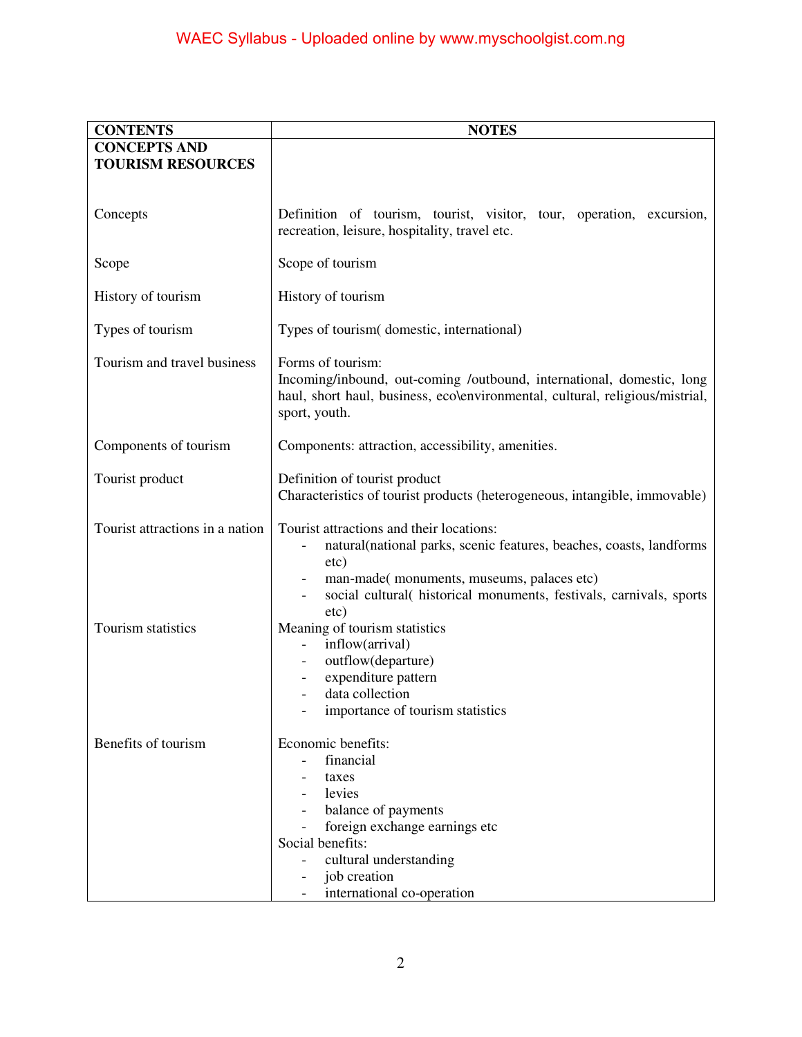| CONTENTS | NOTES |
|---|---|
| **CONCEPTS AND TOURISM RESOURCES** | |
| Concepts | Definition of tourism, tourist, visitor, tour, operation, excursion, recreation, leisure, hospitality, travel etc. |
| Scope | Scope of tourism |
| History of tourism | History of tourism |
| Types of tourism | Types of tourism( domestic, international) |
| Tourism and travel business | Forms of tourism:<br>Incoming/inbound, out-coming /outbound, international, domestic, long haul, short haul, business, eco\environmental, cultural, religious/mistrial, sport, youth. |
| Components of tourism | Components: attraction, accessibility, amenities. |
| Tourist product | Definition of tourist product<br>Characteristics of tourist products (heterogeneous, intangible, immovable) |
| Tourist attractions in a nation | Tourist attractions and their locations:<br>- natural(national parks, scenic features, beaches, coasts, landforms etc)<br>- man-made( monuments, museums, palaces etc)<br>- social cultural( historical monuments, festivals, carnivals, sports etc) |
| Tourism statistics | Meaning of tourism statistics<br>- inflow(arrival)<br>- outflow(departure)<br>- expenditure pattern<br>- data collection<br>- importance of tourism statistics |
| Benefits of tourism | Economic benefits:<br>- financial<br>- taxes<br>- levies<br>- balance of payments<br>- foreign exchange earnings etc<br>Social benefits:<br>- cultural understanding<br>- job creation<br>- international co-operation |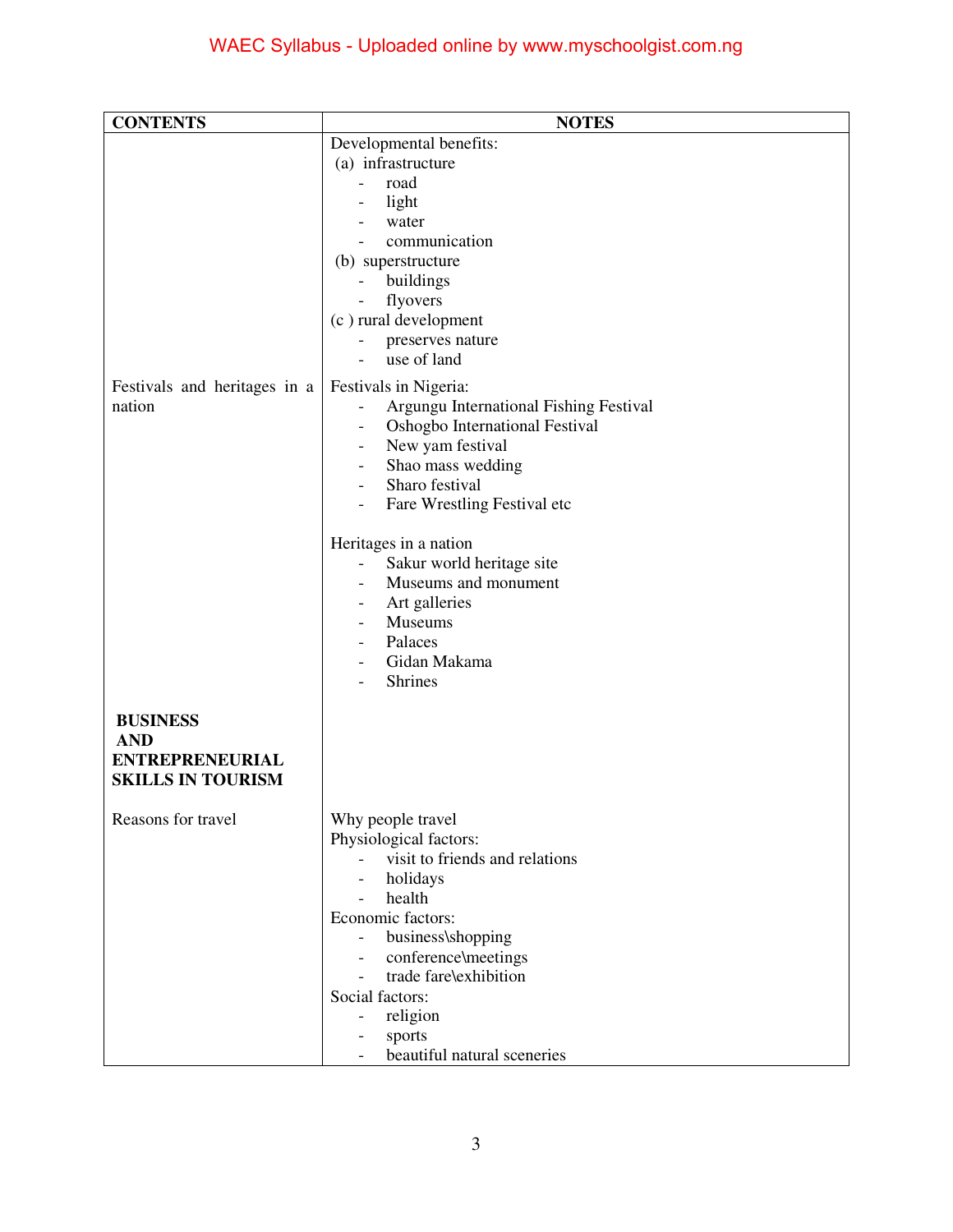| CONTENTS | NOTES |
|---|---|
| | Developmental benefits:<br>(a) infrastructure<br>- road<br>- light<br>- water<br>- communication<br>(b) superstructure<br>- buildings<br>- flyovers<br>(c ) rural development<br>- preserves nature<br>- use of land |
| Festivals and heritages in a nation | Festivals in Nigeria:<br>- Argungu International Fishing Festival<br>- Oshogbo International Festival<br>- New yam festival<br>- Shao mass wedding<br>- Sharo festival<br>- Fare Wrestling Festival etc<br><br>Heritages in a nation<br>- Sakur world heritage site<br>- Museums and monument<br>- Art galleries<br>- Museums<br>- Palaces<br>- Gidan Makama<br>- Shrines |
| **BUSINESS AND ENTREPRENEURIAL SKILLS IN TOURISM** | |
| Reasons for travel | Why people travel<br>Physiological factors:<br>- visit to friends and relations<br>- holidays<br>- health<br>Economic factors:<br>- business\shopping<br>- conference\meetings<br>- trade fare\exhibition<br>Social factors:<br>- religion<br>- sports<br>- beautiful natural sceneries |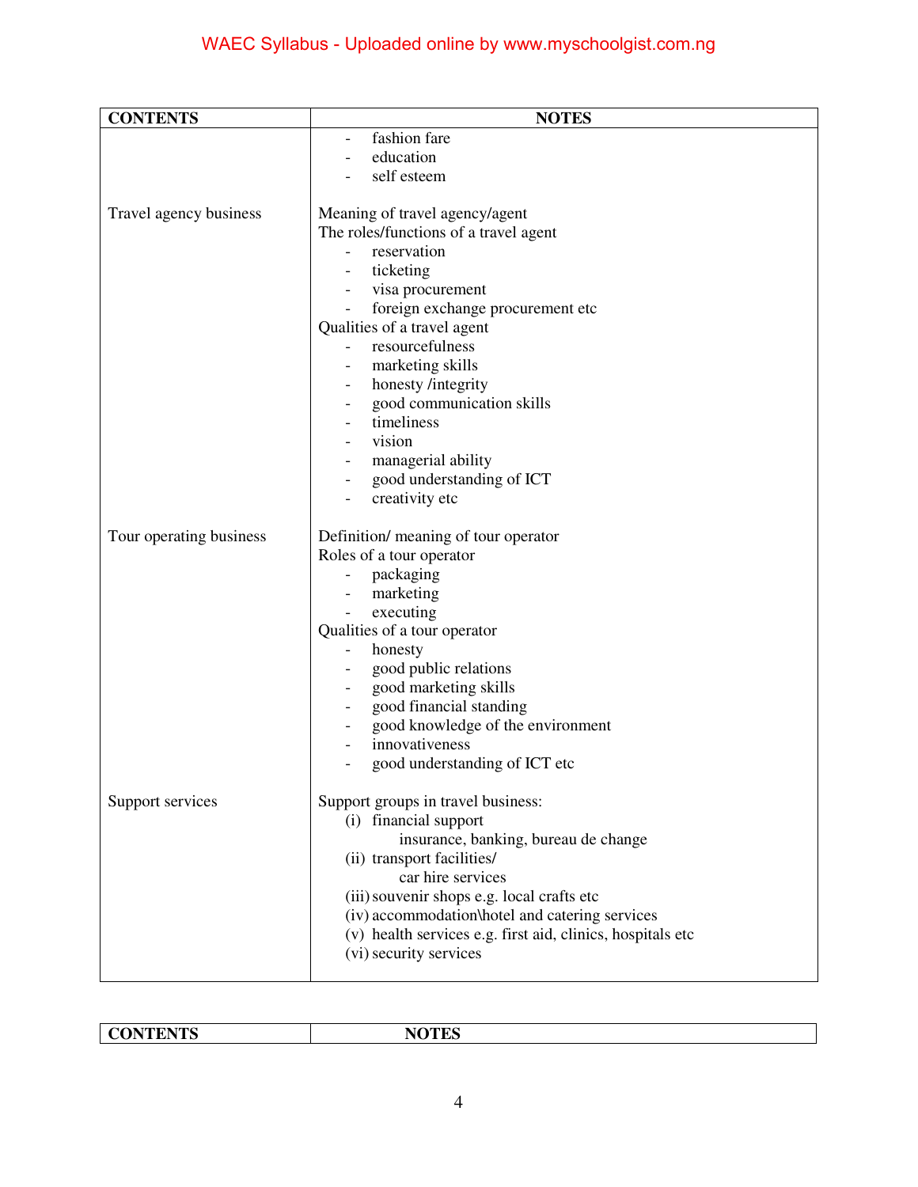| CONTENTS | NOTES |
|---|---|
| | - fashion fare<br>- education<br>- self esteem |
| Travel agency business | Meaning of travel agency/agent<br>The roles/functions of a travel agent<br>- reservation<br>- ticketing<br>- visa procurement<br>- foreign exchange procurement etc<br>Qualities of a travel agent<br>- resourcefulness<br>- marketing skills<br>- honesty /integrity<br>- good communication skills<br>- timeliness<br>- vision<br>- managerial ability<br>- good understanding of ICT<br>- creativity etc |
| Tour operating business | Definition/ meaning of tour operator<br>Roles of a tour operator<br>- packaging<br>- marketing<br>- executing<br>Qualities of a tour operator<br>- honesty<br>- good public relations<br>- good marketing skills<br>- good financial standing<br>- good knowledge of the environment<br>- innovativeness<br>- good understanding of ICT etc |
| Support services | Support groups in travel business:<br>(i) financial support<br>insurance, banking, bureau de change<br>(ii) transport facilities/<br>car hire services<br>(iii) souvenir shops e.g. local crafts etc<br>(iv) accommodation\hotel and catering services<br>(v) health services e.g. first aid, clinics, hospitals etc<br>(vi) security services |

| CONTENTS | NOTES |
|---|---|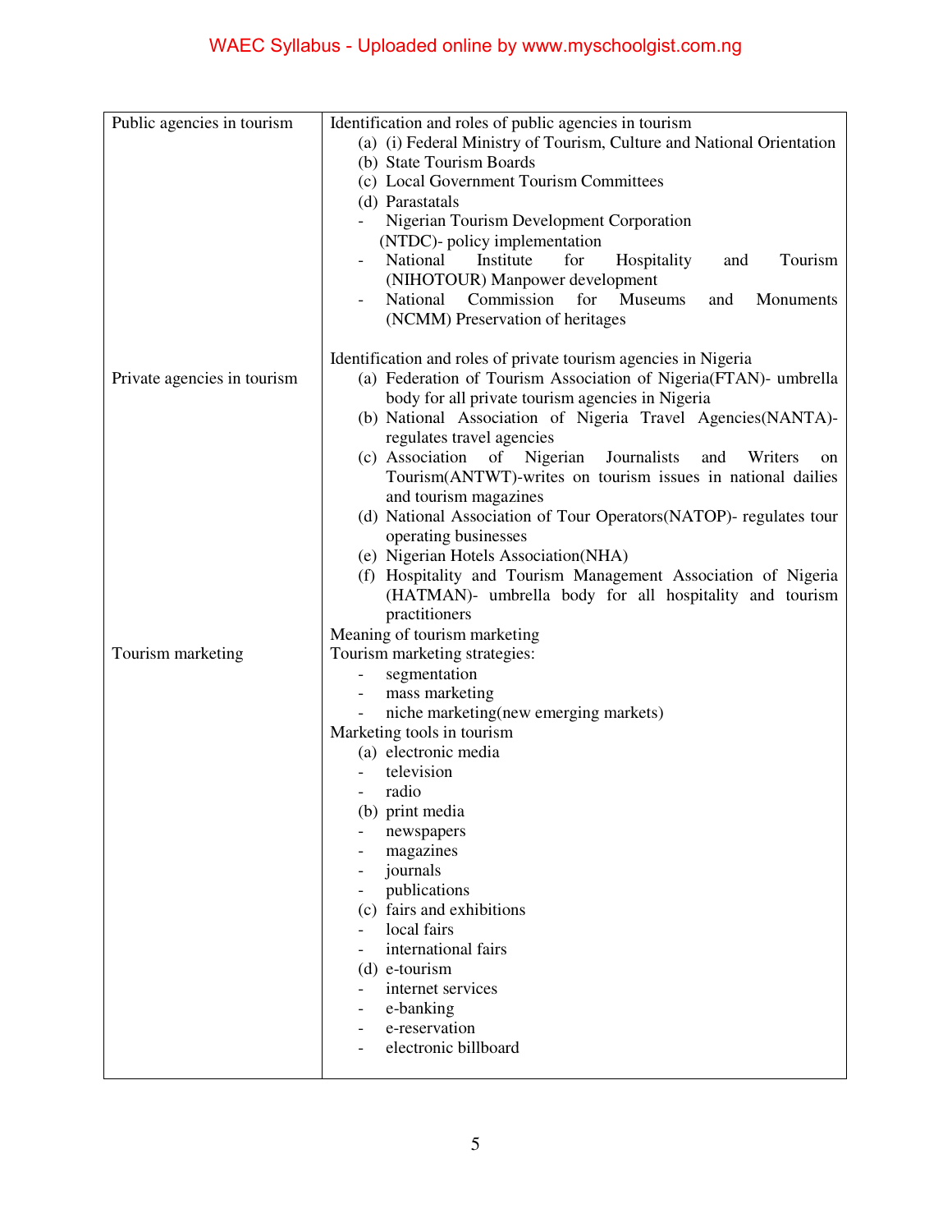| | |
|---|---|
| Public agencies in tourism | Identification and roles of public agencies in tourism<br>(a) (i) Federal Ministry of Tourism, Culture and National Orientation<br>(b) State Tourism Boards<br>(c) Local Government Tourism Committees<br>(d) Parastatals<br>- Nigerian Tourism Development Corporation (NTDC)- policy implementation<br>- National Institute for Hospitality and Tourism (NIHOTOUR) Manpower development<br>- National Commission for Museums and Monuments (NCMM) Preservation of heritages |
| Private agencies in tourism | Identification and roles of private tourism agencies in Nigeria<br>(a) Federation of Tourism Association of Nigeria(FTAN)- umbrella body for all private tourism agencies in Nigeria<br>(b) National Association of Nigeria Travel Agencies(NANTA)- regulates travel agencies<br>(c) Association of Nigerian Journalists and Writers on Tourism(ANTWT)-writes on tourism issues in national dailies and tourism magazines<br>(d) National Association of Tour Operators(NATOP)- regulates tour operating businesses<br>(e) Nigerian Hotels Association(NHA)<br>(f) Hospitality and Tourism Management Association of Nigeria (HATMAN)- umbrella body for all hospitality and tourism practitioners |
| Tourism marketing | Meaning of tourism marketing<br>Tourism marketing strategies:<br>- segmentation<br>- mass marketing<br>- niche marketing(new emerging markets)<br>Marketing tools in tourism<br>(a) electronic media<br>- television<br>- radio<br>(b) print media<br>- newspapers<br>- magazines<br>- journals<br>- publications<br>(c) fairs and exhibitions<br>- local fairs<br>- international fairs<br>(d) e-tourism<br>- internet services<br>- e-banking<br>- e-reservation<br>- electronic billboard |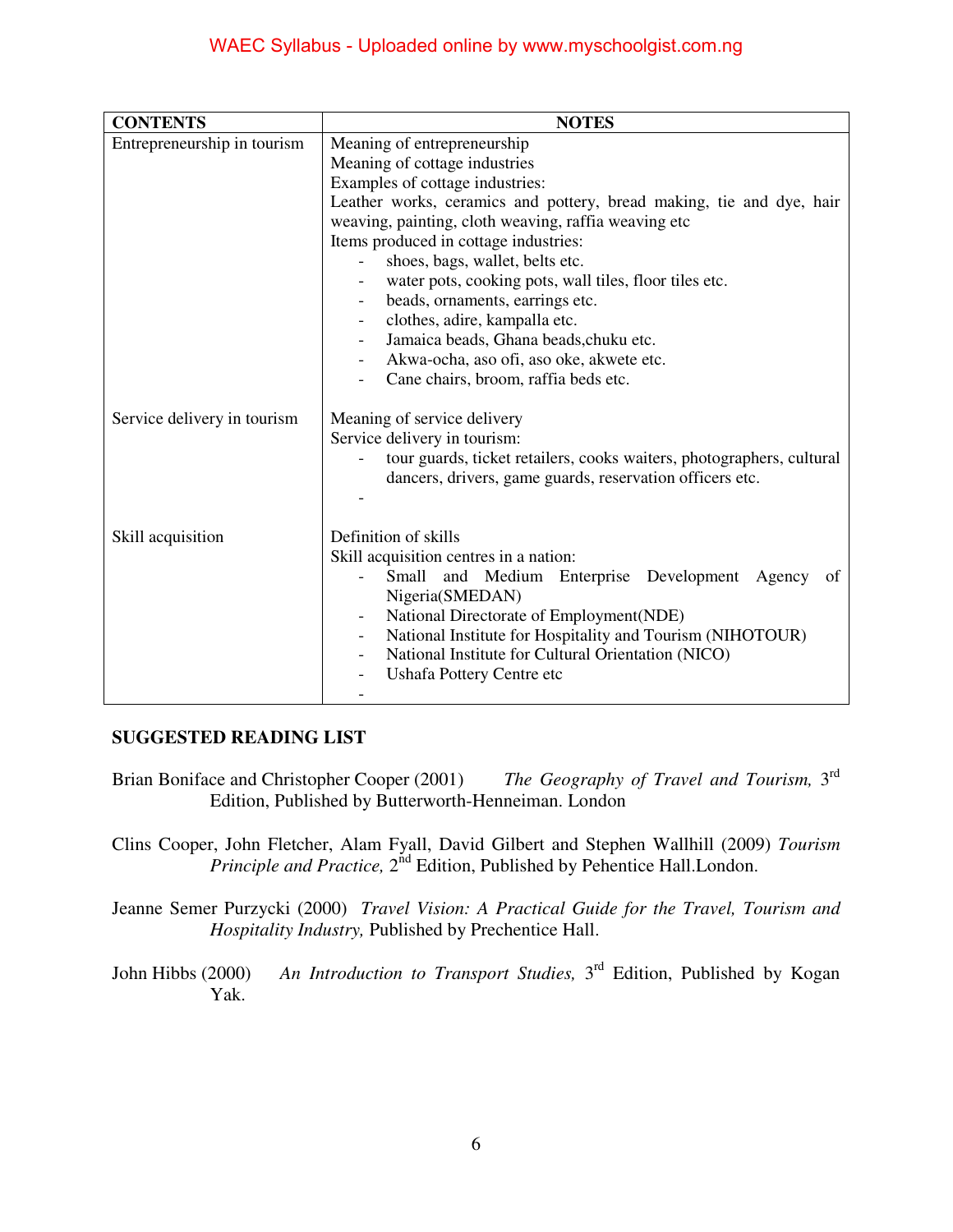| CONTENTS | NOTES |
|---|---|
| Entrepreneurship in tourism | Meaning of entrepreneurship<br>Meaning of cottage industries<br>Examples of cottage industries:<br>Leather works, ceramics and pottery, bread making, tie and dye, hair weaving, painting, cloth weaving, raffia weaving etc<br>Items produced in cottage industries:<br>- shoes, bags, wallet, belts etc.<br>- water pots, cooking pots, wall tiles, floor tiles etc.<br>- beads, ornaments, earrings etc.<br>- clothes, adire, kampalla etc.<br>- Jamaica beads, Ghana beads,chuku etc.<br>- Akwa-ocha, aso ofi, aso oke, akwete etc.<br>- Cane chairs, broom, raffia beds etc. |
| Service delivery in tourism | Meaning of service delivery<br>Service delivery in tourism:<br>- tour guards, ticket retailers, cooks waiters, photographers, cultural dancers, drivers, game guards, reservation officers etc.<br>- |
| Skill acquisition | Definition of skills<br>Skill acquisition centres in a nation:<br>- Small and Medium Enterprise Development Agency of Nigeria(SMEDAN)<br>- National Directorate of Employment(NDE)<br>- National Institute for Hospitality and Tourism (NIHOTOUR)<br>- National Institute for Cultural Orientation (NICO)<br>- Ushafa Pottery Centre etc<br>- |

## SUGGESTED READING LIST

Brian Boniface and Christopher Cooper (2001) *The Geography of Travel and Tourism,* 3rd Edition, Published by Butterworth-Henneiman. London

Clins Cooper, John Fletcher, Alam Fyall, David Gilbert and Stephen Wallhill (2009) *Tourism Principle and Practice,* 2nd Edition, Published by Pehentice Hall.London.

Jeanne Semer Purzycki (2000) *Travel Vision: A Practical Guide for the Travel, Tourism and Hospitality Industry,* Published by Prechentice Hall.

John Hibbs (2000) *An Introduction to Transport Studies,* 3rd Edition, Published by Kogan Yak.